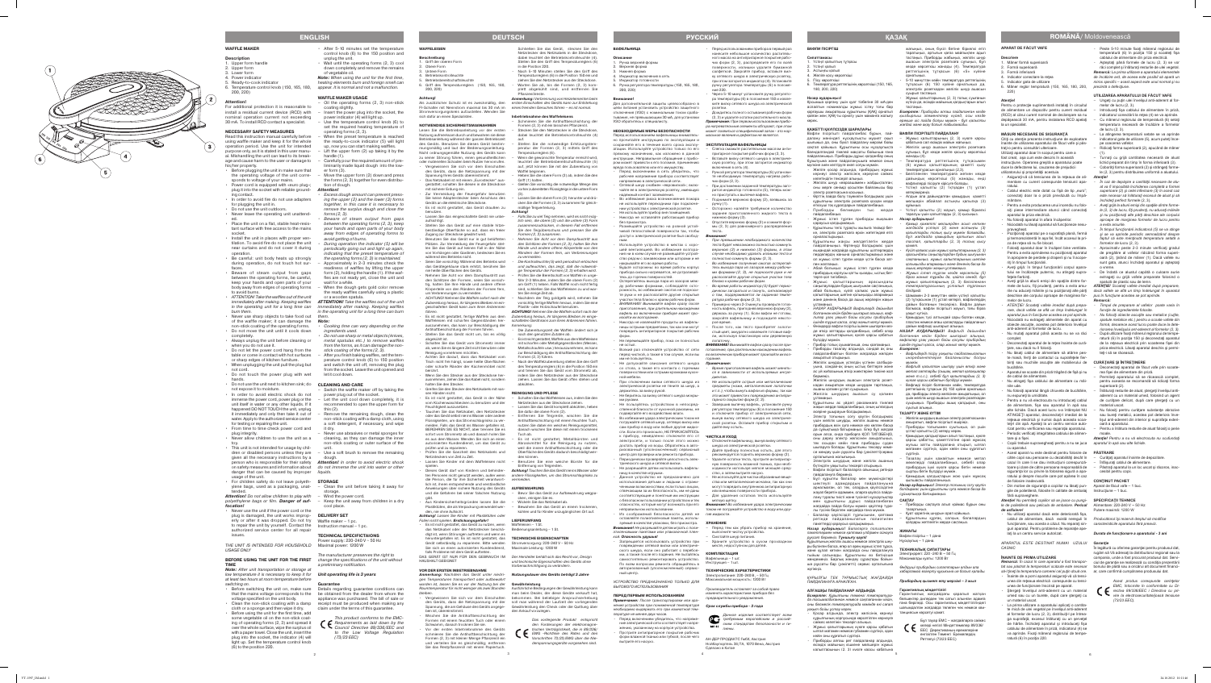# ENGLISH

## WAFFLE MAKER

### Description

1. Upper form handle
2. Upper form
3. Lower form
4. Power indicator
5. Ready-to-cook indicator
6. Temperature control knob (150, 165, 180, 200, 220)

**Attention!**
For additional protection it is reasonable to install a residual current device (RCD) with nominal operation current not exceeding 30 mA. To install RCD contact a specialist.

### NECESSARY SAFETY MEASURES

Read the instruction manual carefully before using waffle maker and keep it for the whole operation period. Use the unit for intended purpose only, as it is stated in this user manual. Mishandling the unit can lead to its breakage and cause harm to the user or damage to his/her property.

- Before plugging the unit in make sure that the operating voltage of the unit corresponds to voltage of your mains.
- Power cord is equipped with «euro plug»; plug it into the socket with reliable grounding contact.
- In order to avoid fire do not use adapters for plugging the unit in.
- Do not use the unit outdoors.
- Never leave the operating unit unattended.
- Place the unit on a flat, stable heat-resistant surface with free access to the mains socket.
- Install the unit in places with proper ventilation. To avoid fire do not place the unit near curtains and do not cover it during operation.
- Be careful: unit body heats up strongly during operation, do not touch hot surfaces.
- Beware of steam output from gaps between the operating forms, be careful, keep your hands and open parts of your body away from edges of operating forms to avoid burns.
- *ATTENTION! Take the waffles out of the unit immediately after making. Keeping waffles in the operating unit for a long time can burn them.*
- Never use sharp objects to take food out of the waffle maker, it can damage the non-stick coating of the operating forms.
- Do not move the unit until it cools down completely.
- Always unplug the unit before cleaning or when you do not use it.
- Do not let the power cord hang from the table or come in contact with hot surfaces or sharp edges of kitchen furniture.
- When unplugging the unit pull the plug but not cord.
- Do not touch the power plug with wet hands.
- Do not use the unit next to kitchen sink; do not expose it to moisture.
- In order to avoid electric shock do not immerse the power cord, power plug or the unit itself in water or any other liquids. If it happened DO NOT TOUCH the unit, unplug it immediately and only then take it out of water. Apply to the authorized service center for testing or repairing the unit.
- From time to time check power cord and plug integrity.
- Never allow children to use the unit as a toy.
- The unit is not intended for usage by children or disabled persons unless they are given all the necessary instructions by a person who is responsible for their safety on safety measures and information about danger that can be caused by improper usage of the unit.
- For children safety do not leave polyethylene bags, used as a packaging, unattended.

*Attention! Do not allow children to play with polyethylene bags or film.* **Danger of suffocation!**

- Never use the unit if the power cord or the plug is damaged, the unit works improperly or after it was dropped. Do not try to repair the unit by yourself. Contact the authorized service center for all repair issues.

THE UNIT IS INTENDED FOR HOUSEHOLD USAGE ONLY

### BEFORE USING THE UNIT FOR THE FIRST TIME

**Note:** After unit transportation or storage at low temperature it is necessary to keep it for at least two hours at room temperature before switching on.

- Before switching the unit on, make sure that the mains voltage corresponds to the voltage specified on the unit body.
- Clean the non-stick coating with a damp cloth or sponge and then wipe it dry.
- Before using the unit for the first time, add some vegetable oil on the non-stick coating of operating forms (2, 3) and spread it over the whole surface, wipe the surface oil with a paper towel. Close the unit, insert the plug into the socket, the indicator (4) will light up. Set the temperature control knob (6) to the position 220.
- After 5-10 minutes set the temperature control knob (6) to the 150 position and unplug the unit.
- Wait until the operating forms (2, 3) cool down completely and remove the remains of vegetable oil.

*Note: When using the unit for the first time, heating elements burn and foreign smell can appear. It is normal and is not a malfunction.*

### WAFFLE MAKER USAGE

- Oil the operating forms (2, 3) of non-stick coating slightly.
- Insert the power plug into the socket, the power indicator (4) will light up.
- Use the temperature control knob (6) to set the required heating temperature of operating forms (2, 3).
- When the preset temperature is reached the ready-to-cook indicator (5) will light up, now you can start making waffles.
- Lift the upper form (2) up taking it by the handle (1).
- Carefully pour the required amount of preliminarily made liquid dough into the lower form (3).
- Move the upper form (2) down and press the forms (2, 3) together for even distribution of dough.

*Attention!*
- *Excess dough amount can prevent pressing the upper (2) and the lower (3) forms together, in this case it is necessary to remove the surplus dough and close the forms (2, 3).*
- *Beware of steam output from gaps between the operating forms (2, 3), keep your hands and open parts of your body away from edges of operating forms to avoid getting of burns.*
- *During operation the indicator (5) will be periodically going out and light up again, indicating that the preset temperature of the operating forms (2, 3) is maintained.*
- Approximately in 2-3 minutes check the readiness of waffles by lifting the upper form (2), holding the handle (1). If the waffles are not ready yet, close the unit and wait for a while.
- When the dough gets gold color remove the ready waffles carefully using a plastic or a wooden spatula.

*ATTENTION! Take the waffles out of the unit immediately after making. Keeping waffles in the operating unit for a long time can burn them.*

*Note:*
- *Cooking time can vary depending on the ingredients used.*
- *Do not use sharp or metal objects (knives, metal spatulas etc.) to remove waffles from the forms, as it can damage the non-stick coating of the forms (2, 3).*
- After you finish baking waffles, set the temperature control knob (6) to 150 position and switch the unit off, removing the plug from the socket. Leave the unit opened and let it cool down.

### CLEANING AND CARE

- Unplug the waffle maker off by taking the power plug out of the socket.
- Let the unit cool down completely, it is recommended to open the upper form for this (2).
- Remove the remaining dough, clean the non-stick coating with a damp cloth, with a soft detergent, if necessary, and wipe it dry.
- Never use abrasives or metal sponges for cleaning, as they can damage the inner non-stick coating or outer surface of the unit.
- Use a soft brush to remove the remaining dough.

*Attention! In order to avoid electric shock do not immerse the unit or power cord in water or other liquids.*

### STORAGE

- Clean the unit before taking it away for storage.
- Wind the power cord.
- Keep the unit away from children in a dry cool place.

### DELIVERY SET

Waffle maker – 1 pc.
Instruction manual – 1 pc.

### TECHNICAL SPECIFICATIONS

Power supply: 220-240 V ~ 50 Hz
Maximal power: 1200 W

*The manufacturer preserves the right to change the specifications of the unit without a preliminary notification.*

**Unit operating life is 3 years**

**Guarantee**
Details regarding guarantee conditions can be obtained from the dealer from whom the appliance was purchased. The bill of sale or receipt must be produced when making any claim under the terms of this guarantee.

*This product conforms to the EMC-Requirements as laid down by the Council Directive 2004/108/EC and to the Low Voltage Regulation (73/23 EEC)*

# DEUTSCH

## WAFFELEISEN

### Beschreibung

1. Griff der oberen Form
2. Obere Form
3. Untere Form
4. Betriebskontrollleuchte
5. Betriebsbereitschaftsanzeige
6. Temperaturregler (150, 165, 180, 200, 220)

**Achtung!**
Als zusätzlichen Schutz ist es zweckmäßig, den FI-Schutzschalter mit Nennstrom maximal bis 30 mA im Stromversorgungskreis aufzustellen. Wenden Sie sich dafür an einen Spezialisten.

### NOTWENDIGE SICHERHEITSMASSNAHMEN

Lesen Sie die Betriebsanleitung vor der ersten Nutzung des Waffeleisens aufmerksam durch und bewahren Sie sie während der ganzen Betriebszeit des Geräts auf. Benutzen Sie das Gerät bestimmungsmäßig und laut der Betriebsanleitung. Nicht ordnungsgemäße Nutzung des Geräts kann zu seiner Störung führen, einen gesundheitlichen oder materiellen Schaden beim Nutzer hervorrufen.

- Vergewissern Sie sich vor dem Einschalten des Geräts, dass die Betriebsspannung mit der Spannung Ihres Stromnetzes übereinstimmt.
- Das Netzkabel ist mit einem «Euro-Stecker» ausgestattet, schalten Sie diesen in die Steckdose mit sicherer Erdung ein.
- Zur Vermeidung der Feuergefahr benutzen Sie keine Adapterstecker beim Anschluss des Geräts an das Stromnetz.
- Es ist nicht gestattet, das Gerät draußen zu benutzen.
- Lassen Sie das eingeschaltete Gerät nie unbeaufsichtigt.
- Stellen Sie das Gerät auf eine ebene, stabile, hitzebeständige Oberfläche so auf, dass ein freier Zugang zur Steckdose gewährleistet wird.
- Benutzen Sie das Gerät nur in gut belüfteten Räumen. Zur Vermeidung der Feuergefahr stellen Sie das Gerät nicht in der Nähe von Vorhängen oder Gardinen, bedecken Sie es während des Betriebs nicht.
- Seien Sie vorsichtig: während des Betriebs wird das Gerätegehäuse stark erhitzt, berühren Sie die heißen Oberflächen des Geräts nicht.
- Nehmen Sie Acht vor dem Dampfaustritt aus den Spalten zwischen den Formen, seien Sie vorsichtig, halten Sie Ihre Hände und andere offene Körperteile von den Rändern der Arbeitsformen fern, um Verbrennungen zu vermeiden.
- *ACHTUNG! Nehmen Sie die Waffeln sofort nach der Zubereitung heraus. Ein längeres Belassen der Waffeln im eingeschalteten Gerät kann zu ihrer Verbrennung führen.*
- Es ist nicht gestattet, scharfe Gegenstände zur Herausnahme der Waffeln aus dem Waffeleisen zu benutzen, das kann zur Beschädigung der Antihaftbeschichtung der Formen führen.
- Stellen Sie das Gerät nicht um, bis es völlig abgekühlt ist.
- Trennen Sie das Gerät immer vom Stromnetz, wenn Sie es nicht benutzen oder vor der Reinigung.
- Achten Sie darauf, dass das Netzkabel vom Tisch nicht herunterhängt sowie heiße Oberflächen oder scharfe Kanten der Küchenmöbel nicht berührt.
- Wenn Sie das Gerät vom Stromnetz trennen, ziehen Sie am Netzstecker, nicht am Netzkabel.
- Berühren Sie den Netzstecker nicht mit nassen Händen.
- Es ist nicht gestattet, das Gerät in der Nähe von Küchenwaschbecken zu benutzen und es der Feuchtigkeit auszusetzen.
- Um einen Stromschlag zu vermeiden, tauchen Sie das Netzkabel, den Netzstecker oder das Gerät nicht ins Wasser oder in andere Flüssigkeiten. Falls das passiert ist, BERÜHREN SIE DAS GERÄT NICHT, ziehen Sie sofort den Netzstecker aus der Steckdose und erst danach holen Sie das Gerät aus dem Wasser heraus. Wenden Sie sich an einen autorisierten Kundendienst, um das Gerät zu prüfen oder zu reparieren.
- Prüfen Sie regelmäßig die Unversehrtheit des Netzsteckers und des Netzkabels.
- Lassen Sie die Kinder mit dem Gerät nicht spielen.
- Dieses Gerät darf von Kindern und behinderten Personen nicht benutzt werden, außer wenn die Person, die für ihre Sicherheit verantwortlich ist, ihnen entsprechende und verständliche Anweisungen über die sichere Nutzung des Geräts und die Gefahren bei seiner falschen Nutzung gibt.
- Aus Kindersicherheitsgründen lassen Sie die Plastiktüten, die als Verpackung verwendet werden, nie ohne Aufsicht.

*Achtung! Lassen Sie Kinder mit Plastiktüten oder Folien nicht spielen.* **Erstickungsgefahr!**

- Es ist nicht gestattet, das Gerät zu nutzen, wenn das Netzkabel oder der Netzstecker beschädigt ist, wenn Störungen auftreten oder nachdem es heruntergefallen ist. Versuchen Sie nicht, das Gerät selbständig zu reparieren. Bitte wenden Sie sich an einen autorisierten Kundendienst.

DAS GERÄT IST NUR FÜR DEN GEBRAUCH IM HAUSHALT GEEIGNET

### VOR DER ERSTEN INBETRIEBNAHME

**Anmerkung:** Nachdem das Gerät unter niedrigen Temperaturen transportiert oder aufbewahrt wurde, lassen Sie es vor dem Einschalten mindestens zwei Stunden bei Zimmertemperatur stehen.

- Vergewissern Sie sich vor dem Einschalten des Geräts, dass die Netzspannung mit der auf dem Gerätegehäuse angegebenen Spannung übereinstimmt.
- Reinigen Sie die Antihaftbeschichtung mit einem feuchten Tuch oder Schwamm, danach trocknen Sie sie ab.
- Vor der ersten Inbetriebnahme des Geräts schmieren Sie die Antihaftbeschichtung der Arbeitsformen (2, 3) mit etwas Pflanzenöl, verteilen Sie das Öl auf der ganzen Oberfläche und entfernen Sie überflüssiges Öl mit einem Papiertuch. Schließen Sie das Gerät, stecken Sie den Netzstecker in die Steckdose, die Betriebskontrollleuchte (4) leuchtet auf. Stellen Sie den Temperaturregler (6) in die Position 220.
- Nach 5-10 Minuten stellen Sie den Temperaturregler (6) in die Position 150 und ziehen Sie den Netzstecker aus der Steckdose.
- Warten Sie ab, bis die Formen (2, 3) völlig abgekühlt sind, und entfernen Sie Pflanzenölreste.

*Anmerkung: Bei der ersten Nutzung des Geräts können die Heizelemente anbrennen und ein fremder Geruch auftreten. Das ist normal und kein Defekt.*

### Inbetriebnahme des Waffeleisens

- Schmieren Sie die Antihaftbeschichtung der Formen (2, 3) mit etwas Pflanzenöl.
- Stecken Sie den Netzstecker in die Steckdose, die Betriebskontrollleuchte (4) leuchtet auf.
- Stellen Sie mit dem Temperaturregler (6) die nötige Heiztemperatur der Formen (2, 3) ein.
- Nach dem Erreichen der eingestellten Temperatur leuchtet die Betriebsbereitschaftsanzeige (5) auf, jetzt können Sie mit dem Backen der Waffeln beginnen.
- Heben Sie die obere Form (2) an, indem Sie diese am Griff (1) halten.
- Gießen Sie vorsichtig die notwendige Menge des vorher zubereiteten flüssigen Teigs in die untere Form (3).
- Senken Sie die obere Form (2) herunter und drücken Sie die Formen (2, 3) zusammen für gleichmäßige Teigverteilung.

*Achtung!*
- *Eine überflüssige Teigmenge kann das Zusammendrücken der oberen (2) und der unteren (3) Form verhindern, in diesem Fall entfernen Sie den überflüssigen Teig und schließen Sie die Formen (2, 3).*
- *Nehmen Sie Acht vor dem Dampfaustritt aus den Spalten der Formen (2, 3), halten Sie Ihre Hände und andere offene Körperteile von den Rändern der Formen fern, um Verbrennungen zu vermeiden.*
- *Während des Betriebs wird die Betriebsbereitschaftsanzeige (5) periodisch erlöschen und aufleuchten, was die Aufrechterhaltung der eingestellten Temperatur der Formen (2, 3) anzeigt.*
- Nach 2-3 Minuten prüfen Sie die Bereitschaft der Waffeln, indem Sie die obere Form (2) am Griff (1) anheben. Falls die Waffeln noch nicht fertig sind, schließen Sie das Waffeleisen und warten Sie eine Weile.
- Nachdem der Teig goldgelb wird, nehmen Sie vorsichtig die fertigen Waffeln mit einem Kunststoff- oder Holzschaufelchen heraus.

*ACHTUNG! Nehmen Sie die Waffeln sofort nach der Zubereitung heraus. Ein längeres Belassen der Waffeln im eingeschalteten Gerät kann zu ihrer Verbrennung führen.*

*Anmerkung:*
- *Die Zubereitungszeit der Waffeln ändert sich je nach den gewählten Zutaten.*
- *Es ist nicht gestattet, Waffeln aus der Waffelform mit scharfen oder Metallgegenständen (Messer, Metallschaufeln usw.) herauszunehmen, es kann zur Beschädigung der Antihaftbeschichtung der Formen (2, 3) führen.*
- Nach der Waffelzubereitung stellen Sie den Griff des Temperaturreglers (6) in die Position 150 und schalten Sie das Gerät aus, indem Sie den Netzstecker aus der Steckdose ziehen. Lassen Sie das Gerät offen, bis es völlig abkühlt.

### REINIGUNG UND PFLEGE

- Schalten Sie das Waffeleisen aus, indem Sie den Netzstecker aus der Steckdose ziehen.
- Lassen Sie das Gerät vollständig abkühlen, dafür wird es empfohlen, die obere Form (2) zu öffnen.
- Entfernen Sie Teigreste, reinigen Sie die Antihaftbeschichtung mit einem feuchten Tuch, wenn notwendig, mit einem milden Reinigungsmittel, danach wischen Sie sie trocken ab.
- Es ist nicht gestattet, Metallbürsten und Scheuermittel für die Reinigung zu nutzen, weil das die innere Antihaftbeschichtung oder die Außenoberfläche des Geräts beschädigen kann.
- Entfernen Sie Teigreste mit einer weichen Bürste.

*Achtung! Tauchen Sie das Gerät oder das Netzkabel zur Vermeidung eines Stromschlags nicht ins Wasser oder in andere Flüssigkeiten.*

### AUFBEWAHRUNG

- Bevor Sie das Gerät zur Aufbewahrung wegräumen, reinigen Sie es.
- Wickeln Sie das Netzkabel auf.
- Bewahren Sie das Gerät an einem trockenen, kühlen und für Kinder unzugänglichen Ort auf.

### LIEFERUMFANG

Waffeleisen – 1 St.
Bedienungsanleitung – 1 St.

### TECHNISCHE EIGENSCHAFTEN

Stromversorgung: 220-240 V ~ 50 Hz
Maximale Leistung: 1200 W

*Der Hersteller behält sich das Recht vor, Design und technische Eigenschaften des Geräts ohne Vorbenachrichtigung zu verändern.*

**Die Nutzungsdauer des Geräts beträgt 3 Jahre**

**Gewährleistung**
Ausführliche Bedingungen der Gewährleistung kann man beim Dealer, der dieses Gerät verkauft hat, bekommen. Bei beliebigen Anspruchserhebung soll man während der Laufzeit der vorliegenden Gewährleistung den Check oder die Quittung über den Ankauf vorlegen.

*Das vorliegende Produkt entspricht den Forderungen der elektromagnetischen Verträglichkeit, die in 2004/108/EC-Richtlinie des Rates und den Vorschriften 73/23/EWG über die Niederspannungsgeräte vorgesehen sind.*

# РУССКИЙ

## ВАФЕЛЬНИЦА

### Описание

1. Ручка верхней формы
2. Верхняя форма
3. Нижняя форма
4. Индикатор включения сеть
5. Индикатор готовности
6. Регулятор температуры (150, 165, 180, 200, 220)

**Внимание!**
Для дополнительной защиты целесообразно в цепи питания установить устройство защитного отключения (УЗО) с номинальным током срабатывания, не превышающим 30 мА, для установки УЗО обратитесь к специалисту.

### НЕОБХОДИМЫЕ МЕРЫ БЕЗОПАСНОСТИ

Перед использованием вафельницы внимательно прочитайте инструкцию по эксплуатации и сохраните её в течение всего срока эксплуатации. Используйте устройство только по его прямому назначению, как изложено в данной инструкции. Неправильное обращение с прибором может привести к его поломке, причинению вреда пользователю или его имуществу.

- Перед включением в сеть убедитесь, что рабочее напряжение прибора соответствует напряжению в электрической сети.
- Сетевой шнур снабжён «евровилкой»; включайте её в розетку, имеющую надёжный контакт заземления.
- Во избежание риска возникновения пожара не используйте переходники при подключении устройства к электрической розетке.
- Не используйте прибор вне помещений.
- Никогда не оставляйте работающий прибор без присмотра.
- Устанавливайте устройство в местах с хорошей вентиляцией. Во избежание возгорания не ставьте прибор около занавесок и не накрывайте его во время работы.
- Устанавливайте устройство на ровной устойчивой теплостойкой поверхности, так, чтобы доступ к сетевой розетке был свободным.
- Будьте осторожны: во время работы корпус прибора сильно нагревается, не прикасайтесь к горячим поверхностям.
- Остерегайтесь выхода пара из щелей между рабочими формами, соблюдайте осторожность, во избежание ожогов не подносите руки и не располагайте другие открытые части тела около краёв рабочих форм.
- *ВНИМАНИЕ! Извлекайте вафли сразу после их приготовления, длительное нахождение вафель во включённом приборе может привести к их подгоранию.*
- Не используйте острые предметы для извлечения продуктов из вафельницы, так как это может повредить антипригарное покрытие рабочих форм.
- Не перемещайте прибор, пока он полностью не остынет.
- Всегда отключайте устройство от сети перед чисткой, а также в том случае, если вы им не пользуетесь.
- Не допускайте свисания сетевого шнура со стола, а также его контакта с горячими поверхностями и острыми кромками кухонной мебели.
- При отключении вилки сетевого шнура из электрической розетки не тяните за шнур, а держитесь за вилку рукой.
- Не беритесь за вилку сетевого шнура мокрыми руками.
- Не используйте устройство в непосредственной близости от кухонной раковины, не подвергайте его воздействию влаги.
- Во избежание удара электрическим током не погружайте сетевой шнур, сетевую вилку или сам прибор в воду или любые другие жидкости. Если это произошло, НЕ ПРИКАСАЙТЕСЬ К ПРИБОРУ, немедленно отключите его от электросети, и только после этого можно достать прибор из воды. Обратитесь в авторизованный (уполномоченный) сервисный центр для проверки или ремонта прибора.
- Периодически проверяйте целостность электрического шнура и сетевой вилки.
- Не разрешайте детям использовать вафельницу в качестве игрушки.
- Данное устройство не предназначено для использования детьми и людьми с ограниченными возможностями, если только лицом, отвечающим за их безопасность, им не даны соответствующие и понятные им инструкции о безопасном пользовании устройством и тех опасностях, которые могут возникать при его неправильном использовании.
- Из соображений безопасности детей не оставляйте полиэтиленовые пакеты, используемые в качестве упаковки, без надзора.

*Внимание! Не разрешайте детям играть с полиэтиленовыми пакетами или упаковочной плёнкой.* **Опасность удушья!**

- Запрещается использовать устройство при повреждениях сетевой вилки или сетевого шнура, если оно работает с перебоями, а также после его падения. Не пытайтесь самостоятельно ремонтировать устройство. По всем вопросам ремонта обращайтесь в авторизованный (уполномоченный) сервисный центр.

УСТРОЙСТВО ПРЕДНАЗНАЧЕНО ТОЛЬКО ДЛЯ БЫТОВОГО ИСПОЛЬЗОВАНИЯ

### ПЕРЕД ПЕРВЫМ ИСПОЛЬЗОВАНИЕМ

**Примечание:** После транспортировки или хранения устройства при пониженной температуре необходимо выдержать его при комнатной температуре не менее двух часов.

- Перед включением убедитесь, что напряжение электрической сети соответствует напряжению, указанному на корпусе устройства.
- Протрите антипригарное покрытие рабочих форм влажной тканью или губкой, после чего вытрите его насухо.
- Перед использованием прибора в первый раз нанесите небольшое количество растительного масла на антипригарное покрытие рабочих форм (2, 3), распределите его по всей поверхности, излишки удалите бумажной салфеткой. Закройте прибор, вставьте вилку сетевого шнура в электрическую розетку, при этом загорится индикатор (4). Установите ручку регулятора температуры (6) в положение 220.
- Через 5-10 минут установите ручку регулятора температуры (6) в положение 150 и извлеките вилку сетевого шнура из электрической розетки.
- Дождитесь полного остывания рабочих форм (2, 3) и удалите остатки растительного масла.

*Примечание: При первом использовании возможно незначительное появление постороннего запаха от нагревательных элементов, это нормально.*

### ЭКСПЛУАТАЦИЯ ВАФЕЛЬНИЦЫ

- Слегка смажьте растительным маслом антипригарное покрытие рабочих форм (2, 3).
- Вставьте вилку сетевого шнура в электрическую розетку, при этом загорится индикатор включения в сеть (4).
- Ручкой регулятора температуры (6) установите необходимую температуру нагрева рабочих форм (2, 3).
- При достижении заданной температуры загорится индикатор готовности (5), теперь можно приступить к выпечке вафель.
- Поднимите верхнюю форму (2), взявшись за ручку (1).
- Осторожно налейте требуемое количество заранее приготовленного жидкого теста в нижнюю форму (3).
- Опустите верхнюю форму (2) и сожмите формы (2, 3) для равномерного распределения теста.

*Внимание!*
- *При превышении необходимого количества теста будет невозможно сомкнуть верхнюю (2) и нижнюю (3) формы, в этом случае необходимо удалить излишки теста и сомкнуть формы (2, 3).*
- *Во избежание получения ожогов остерегайтесь выхода пара из зазоров между рабочими формами (2, 3), не подносите руки и не располагайте другие открытые части тела около краёв рабочих форм.*
- *Во время работы индикатор (5) будет периодически гаснуть и загораться, что свидетельствует о поддержании заданной температуры рабочих форм (2, 3).*
- Примерно через 2-3 минуты проверьте готовность вафель, приподняв верхнюю форму (2), держась за ручку (1). Если вафли не готовы, закройте вафельницу и подождите некоторое время.
- После того, как тесто приобретёт золотистый цвет, аккуратно извлеките готовые вафли, используя пластиковую или деревянную лопатку.

*ВНИМАНИЕ! Извлекайте вафли сразу после приготовления, длительное нахождение вафель во включённом приборе может привести к их подгоранию.*

*Примечания:*
- *Время приготовления вафель может меняться в зависимости от используемых ингредиентов.*
- *Не используйте острые или металлические предметы (ножи, металлические лопатки и т.п.), чтобы извлечь вафли из формы, так как это может привести к повреждению антипригарного покрытия форм (2, 3).*
- Завершив выпечку вафель, установите ручку регулятора температуры (6) в положение 150 и отключите прибор от электрической сети, вынув вилку сетевого шнура из электрической розетки. Оставьте прибор открытым и дайте ему остыть.

### ЧИСТКА И УХОД

- Отключите вафельницу, вынув вилку сетевого шнура из электрической розетки.
- Дайте прибору полностью остыть, для этого рекомендуется поднять верхнюю форму (2).
- Удалите остатки теста, протрите антипригарное покрытие влажной тканью, при необходимости с использованием мягкого моющего средства, затем вытрите насухо.
- Не используйте для чистки абразивные моющие средства или металлические мочалки, так как это может повредить внутреннее антипригарное покрытие или внешнюю поверхность корпуса.
- Для удаления остатков теста используйте мягкую щётку.

*Внимание! Во избежание удара электрическим током не погружайте устройство и шнур в воду или другие жидкости.*

### ХРАНЕНИЕ

- Перед тем как убрать прибор на хранение, выполните чистку устройства.
- Смотайте сетевой шнур.
- Храните устройство в сухом прохладном месте, недоступном для детей.

### КОМПЛЕКТАЦИЯ

Вафельница – 1 шт.
Инструкция – 1 шт.

### ТЕХНИЧЕСКИЕ ХАРАКТЕРИСТИКИ

Электропитание: 220-240 В ~ 50 Гц
Максимальная мощность: 1200 Вт

*Производитель оставляет за собой право изменять характеристики прибора без предварительного уведомления.*

**Срок службы прибора – 3 года**

*Данное изделие соответствует всем требуемым европейским и российским стандартам безопасности и гигиены.*

АН-ДЕР ПРОДАКТС ГмбХ, Австрия
Новоборгергассе 38/7/4, 1070 Вена, Австрия
Сделано в Китае

# ҚАЗАҚ

## ВАФЛИ ПЕШТЕ

### Сипаттамасы

1. Үстіңгі қалыптың тұтқасы
2. Үстіңгі қалып
3. Астыңғы қалып
4. Желіге қосу индикаторы
5. Пісу индикаторы
6. Температура реттегіштің жармасы (150, 165, 180, 200, 220)

**Назар аударыңыз!**
Қосымша қорғану үшін қуат тізбегіне 30 мА-ден аспайтын номиналды іске қосылу тогы бар қорғаныштық ажырату құрылғысын (ҚАҚ) орнатқан жөн. ҚАҚ-ты орнату үшін маманға хабарласыңыз.

### ҚАЖЕТТІ ҚАУІПСІЗДІК ШАРАЛАРЫ

Вафли пештерін пайдаланар алдында пайдалану жөніндегі нұсқаулықты мұқият оқып шығыңыз және оны бүкіл пайдалану мерзімі бойы сақтаңыз. Құрылғыны осы нұсқаулықта баяндалғандай тікелей мақсаты бойынша ғана пайдаланыңыз. Аспапты дұрыс пайдаланбау оның бұзылуына, пайдаланушыға немесе оның мүлкіне зиян келтіруіне әкелуі мүмкін.

- Желіге қосар алдында, аспаптың жұмыс кернеуі электр желісіндегі кернеуге сәйкес келетініне көз жеткізіңіз.
- Желілік бау «еуроашамен» жабдықталған; оны жерлендіру түйіспесі сенімді розеткаға қосыңыз.
- Өрттің пайда болу қаупін болдырмау үшін құрылғыны электр розеткасына қосқан кезде ауыстырғыштарды пайдаланбаңыз.
- Аспапты үй-жайлардың сыртында пайдаланбаңыз.
- Жұмыс істеп тұрған аспапты ешқашан қараусыз қалдырмаңыз.
- Құрылғыны желдетуі жақсы жерлерге орнатыңыз. Жануды болдырмау үшін аспапты перделердің жанына қоймаңыз және жұмыс кезінде оны жаппаңыз.
- Құрылғыны тегіс, орнықты, ыстыққа төзімді бетке желілік розеткаға еркін қол жеткізетіндей етіп орнатыңыз.
- Абай болыңыз: жұмыс кезінде аспаптың корпусы қатты қызады, ыстық беттерге қол тигізбеңіз.
- Жұмыс қалыптарының арасындағы саңылаулардан будың шығуынан сақтаныңыз, абай болыңыз, күйіп қалмау үшін қолдарыңызды жақындатпаңыз және дененің басқа ашық бөліктерін жұмыс қалыптарының шеттеріне жақын орналастырмаңыз.
- *НАЗАР АУДАРЫҢЫЗ! Вафлиді пісірілгеннен кейін бірден шығарыңыз, вафлидің қосулы аспапта ұзақ уақыт болуы олардың күйіп қалуына әкелуі мүмкін.*
- Вафли пештерінен тағамды шығару үшін өткір заттарды пайдаланбаңыз, себебі бұл жұмыс қалыптарының күйікке қарсы жабындысын зақымдауы мүмкін.
- Аспап толығымен суымайынша оның орнын ауыстырмаңыз.
- Тазалау алдында, сондай-ақ сіз оны пайдаланбаған жағдайда құрылғыны желіден әрқашан ажыратыңыз.
- Желілік баудың үстелден салбырап тұруына, сондай-ақ оның ыстық беттерге және ас үй жиһазының өткір жиектеріне тиюіне жол бермеңіз.
- Желілік баудың ашасын электр розеткасынан ажыратқанда, бауды тартпаңыз, ашаны қолыңызбен ұстаңыз.
- Желілік баудың ашасын ылғалды қолмен ұстамаңыз.
- Құрылғыны ас үй раковинасының тікелей жанында пайдаланбаңыз, оған ылғалдың әсер етуіне жол бермеңіз.
- Электр тоғының соғуын болдырмау үшін желілік бауды, желілік ашаны немесе аспаптың өзін суға немесе кез келген басқа сұйықтықтарға батырмаңыз. Егер бұл орын алса, АСПАПҚА ҚОЛ ТИГІЗБЕҢІЗ, оны дереу электр желісінен ажыратыңыз, тек осыдан кейін ғана аспапты судан шығаруға болады. Аспапты тексеру немесе жөндеу үшін авторизацияланған (уәкілетті) сервис орталығына жүгініңіз.
- Желілік бау мен желілік ашаның бүтіндігін мезгіл-мезгіл тексеріп тұрыңыз.
- Балаларға вафли пештерін ойыншық ретінде пайдалануға рұқсат бермеңіз.
- Бұл құрылғы балалардың және мүмкіндіктері шектеулі адамдардың пайдалануына арналмаған, егер олардың қауіпсіздігіне жауапты адам оларға құрылғыны қауіпсіз пайдалану және оны дұрыс пайдаланбаған кезде туындауы мүмкін қауіптер туралы тиісті және түсінікті нұсқаулар бермеген болса.
- Балалардың қауіпсіздігі тұрғысынан қаптама ретінде пайдаланылатын полиэтилен пакеттерді қараусыз қалдырмаңыз.

*Назар аударыңыз! Балаларға полиэтилен пакеттермен немесе орама үлбірмен ойнауға рұқсат бермеңіз.* **Тұншығу қаупі!**

- Құрылғыны желілік ашасы немесе желілік бауы бұзылған болса, егер ол іркіліспен жұмыс істесе, сондай-ақ ол құлағаннан кейін пайдалануға тыйым салынады. Құрылғыны өз бетіңізше жөндеуге әрекеттенбеңіз. Жөндеудің барлық мәселелері бойынша авторизацияланған (уәкілетті) сервис орталығына жүгініңіз.

ҚҰРЫЛҒЫ ТЕК ТҰРМЫСТЫҚ ЖАҒДАЙДА ПАЙДАЛАНУҒА АРНАЛҒАН

### АЛҒАШҚЫ ПАЙДАЛАНАР АЛДЫНДА

**Ескерту:** Құрылғыны тасымалдағаннан немесе төмен температурада сақтағаннан кейін оны кемінде екі сағат бөлме температурасында ұстау қажет.

- Қосар алдында, электр желісінің кернеуі құрылғы корпусында көрсетілген кернеуге сәйкес келетініне көз жеткізіңіз.
- Жұмыс қалыптарының күйікке қарсы жабындысын дымқыл шүберекпен немесе жөкемен сүртіңіз, содан кейін оны құрғатып сүртіңіз.
- Аспапты бірінші рет пайдаланар алдында жұмыс қалыптарының (2, 3) күйікке қарсы жабындысына аздаған өсімдік майын жағып, оны бүкіл бетке таратыңыз, артығын қағаз майлықпен алып тастаңыз. Аспапты жабыңыз, желілік баудың ашасын электр розеткасына қосыңыз, бұл кезде индикатор (4) жанады. Температура реттегіштің тұтқасын (6) «220» қалпына орнатыңыз.
- 5-10 минуттан кейін температура реттегішінің тұтқасын (6) 150 қалпына орнатыңыз және электр розеткасынан желілік баудың ашасын суырып алыңыз.
- Жұмыс қалыптарының (2, 3) толық суығанын күтіңіз де, өсімдік майының қалдықтарын алып тастаңыз.

*Ескерту: Аспапты бірінші рет пайдаланғанда қыздыру элементтерінен бөгде иістің аздап шығуы мүмкін, бұл қалыпты жағдай.*

### ВАФЛИ ПЕШТЕРІН ПАЙДАЛАНУ

- Жұмыс қалыптарының (2, 3) күйікке қарсы жабындысын өсімдік майымен сәл майлаңыз.
- Желілік баудың ашасын электр розеткасына қосыңыз, бұл кезде желіге қосылу индикаторы (4) жанады.
- Температура реттегішінің тұтқасымен (6) жұмыс қалыптарының (2, 3) қажетті қыздыру температурасын орнатыңыз.
- Берілген температураға жеткен кезде пісу индикаторы (5) жанады, енді вафли пісіруге кірісуге болады.
- Тұтқадан (1) ұстап, үстіңгі қалыпты (2) көтеріңіз.
- Алдын ала дайындалған сұйық қамырдың қажетті мөлшерін абайлап астыңғы қалыпқа (3) құйыңыз.
- Үстіңгі қалыпты (2) түсіріңіз және қамырды біркелкі тарату үшін қалыптарды (2, 3) қысыңыз.

*Назар аударыңыз!*
- *Қамыр қажетті мөлшерден асып кеткен жағдайда үстіңгі (2) және астыңғы (3) қалыптарды жабу мүмкін болмайды, бұл жағдайда қамырдың артығын алып тастап, қалыптарды (2, 3) жабу қажет.*
- *Күйіп қалмау үшін жұмыс қалыптарының (2, 3) арасындағы саңылаулардан будың шығуынан сақтаныңыз, қолдарыңызды жақындатпаңыз және дененің басқа ашық бөліктерін жұмыс қалыптарының шеттеріне жақын орналастырмаңыз.*
- *Жұмыс істеп тұрған кезде индикатор (5) мезгіл-мезгіл сөніп, қайта жанып тұрады, бұл жұмыс қалыптарының (2, 3) берілген температурасының сақталатынын білдіреді.*
- Шамамен 2-3 минуттан кейін үстіңгі қалыпты (2) тұтқадан (1) ұстап көтеріп, вафлидің дайын болғанын тексеріңіз. Егер вафли дайын болмаса, вафли пештерін жабыңыз және біраз уақыт күтіңіз.
- Қамырдың түсі алтындай болған кезде, пластик немесе ағаш қалақшаны пайдаланып, дайын вафлиді абайлап шығарыңыз.

*НАЗАР АУДАРЫҢЫЗ! Вафлиді пісірілгеннен кейін бірден шығарыңыз, вафлидің қосулы аспапта ұзақ уақыт болуы олардың күйіп қалуына әкелуі мүмкін.*

*Ескерту:*
- *Вафлиді пісіру уақыты пайдаланылатын ингредиенттерге байланысты өзгеруі мүмкін.*
- *Вафлиді қалыптан шығару үшін өткір немесе металл заттарды (пышақтар, металл қалақшалар және т.с.с.) пайдаланбаңыз, себебі бұл қалыптардың (2, 3) күйікке қарсы жабындысының зақымдалуына әкелуі мүмкін.*
- Вафли пісіруді аяқтаған соң температура реттегішінің тұтқасын (6) 150 қалпына орнатыңыз және желілік баудың ашасын электр розеткасынан суырып, аспапты электр желісінен ажыратыңыз. Аспапты ашық қалдырып, оның суығанын күтіңіз.

### ТАЗАРТУ ЖӘНЕ КҮТІМ

- Желілік баудың ашасын электр розеткасынан ажыратып, вафли пештерін өшіріңіз.
- Аспапты толығымен суытыңыз, ол үшін үстіңгі қалыпты (2) көтеру керек.
- Қамырдың қалдықтарын алып тастаңыз, күйікке қарсы жабындыны дымқыл шүберекпен, қажет болса жұмсақ жуғыш затты пайдаланып сүртіңіз, содан кейін оны құрғатып сүртіңіз.
- Тазалау үшін абразивті жуғыш заттарды немесе металл жөкелерді пайдаланбаңыз, себебі бұл ішкі күйікке қарсы жабындыны немесе корпустың сыртқы бетін зақымдауы мүмкін.
- Қамырдың қалдықтарын кетіру үшін жұмсақ щетканы пайдаланыңыз.

*Назар аударыңыз! Электр тогының соғуын болдырмау үшін құрылғыны және бауды суға немесе басқа сұйықтықтарға батырмаңыз.*

### САҚТАУ

- Аспапты сақтауға алып қояр алдында оны тазалаңыз.
- Желілік баудың орамын ораңыз.
- Құрылғыны балалардың қолы жетпейтін құрғақ, салқын жерде сақтаңыз.

### ЖИНАҚ

Вафли пештері – 1 дана
Нұсқаулық – 1 дана

### ТЕХНИКАЛЫҚ СИПАТТАМАЛАРЫ

Электрқорегі: 220-240 В ~ 50 Гц
Максималды қуаты: 1200 Вт

*Өндіруші құрылғының сипаттамаларын алдын ала хабарламай өзгертуге құқылы.*

**Прибордың қызмет ету мерзімі – 3 жыл**

**Гарантиялық міндеттемелер**
Гарантиялық қызмет көрсетудің толық шарттарын осы құрылғыны сатқан дилерден алуға болады. Осы кепілдеме бойынша кез келген шағым-талап жасаған кезде есеп немесе түбіртекті көрсету қажет.

*Бұл бұйым ЕМС – қондырғының қалыпты жұмысы мен электромагнитті үйлесімділігіне және сондай-ақ электр қауіпсіздігіне қойылатын талаптарға сай.*

# ROMÂNĂ/Moldovenească

## APARAT DE FĂCUT VAFE

### Descriere

1. Mânerul formei superioare
2. Forma superioară
3. Forma inferioară
4. Indicator de pornire
5. Indicator gata de utilizare
6. Mâner regulator temperatură (150, 165, 180, 200, 220)

**Atenţie!**
Pentru o protecţie suplimentară instalaţi în circuitul de alimentare un dispozitiv pentru curent rezidual (RCD) al cărui curent nominal de declanşare nu va depăşi 30 mA, pentru instalarea dispozitivului RCD apelaţi la un specialist.

### MĂSURI NECESARE DE SIGURANŢĂ

Citiţi cu atenţie prezentele instrucţiuni de exploatare înainte de utilizarea aparatului de făcut vafe şi păstraţi-le pe toată perioada exploatării. Utilizaţi aparatul doar în scopul pentru care a fost creat, conform acestor instrucţiuni de exploatare. Operarea greşită a aparatului poate duce la defectarea lui, cauzarea de prejudicii utilizatorului şi proprietăţii acestuia.

- Înainte de a conecta aparatul la reţea, asiguraţi-vă că tensiunea de lucru a aparatului corespunde tensiunii reţelei electrice.
- Cablul de alimentare este dotat cu o ştecăr tip «euro»; conectaţi-l la o priză prevăzută cu împământare.
- Pentru a evita producerea unui incendiu nu folosiţi adaptoare la conectarea aparatului în priza electrică.
- Nu folosiţi aparatul în afara încăperilor.
- Nu lăsaţi niciodată aparatul conectat fără supraveghere.
- Puneţi aparatul pe o suprafaţă plană, fermă şi termorezistentă în aşa fel, încât accesul la priza de reţea să fie liber.
- Folosiţi aparatul doar în încăperi bine ventilate. Pentru a evita aprinderea nu poziţionaţi aparatul în apropierea perdelelor şi draperiilor şi nu-l acoperiţi în timpul funcţionării.
- Aveţi grijă: în timpul funcţionării corpul aparatului se încălzeşte puternic, nu atingeţi suprafeţele fierbinţi.
- Feriţi-vă de aburul care iese prin fisurile dintre formele de lucru, pentru a evita arsurile nu atingeţi marginile formelor de lucru cu mâinile sau alte părţi neprotejate ale corpului.
- *ATENŢIE! Scoateţi vafele imediat după preparare, aflarea îndelungată a vafelor în aparatul pornit poate duce la arderea lor.*
- Nu folosiţi obiecte ascuţite pentru a scoate produsele din aparatul de făcut vafe, deoarece aceasta poate deteriora învelişul anti-aderent al formelor de lucru.
- Nu mutaţi aparatul până când nu se va răci complet.
- Deconectaţi aparatul de la reţea înainte de curăţare sau atunci când nu îl folosiţi.
- Nu lăsaţi cablul de alimentare să atârne peste masă, nu permiteţi contactul lui cu suprafeţele fierbinţi şi muchiile ascuţite ale mobilierului de bucătărie.
- La deconectarea aparatului de la reţea nu trageţi de cablu, ci ţineţi ştecărul cu mâna.
- Nu atingeţi ştecărul cablului de alimentare cu mâinile ude.
- Nu folosiţi aparatul lângă chiuveta de bucătărie, nu expuneţi-l la umiditate.
- Pentru a evita electrocutarea, nu introduceţi cablul de alimentare, ştecărul sau aparatul în apă sau în alte lichide. Dacă acest lucru s-a întâmplat, NU ATINGEŢI APARATUL, deconectaţi-l imediat de la reţea şi numai după aceasta scoateţi-l din apă. Pentru verificare sau reparare adresaţi-vă unui centru de service autorizat.
- Verificaţi periodic integritatea cablului de alimentare şi a ştecărului.
- Nu permiteţi copiilor să se joace cu aparatul.
- Acest aparat nu este destinat utilizării de către copii şi persoane cu dizabilităţi, decât dacă persoana responsabilă pentru siguranţa lor le-a dat instrucţiunile corespunzătoare şi clare privind utilizarea sigură a aparatului şi pericolele care pot apărea în cazul utilizării incorecte a acestuia.
- Din motive de siguranţă a copiilor nu lăsaţi pungile de polietilenă, folosite în calitate de ambalaj, fără supraveghere.

*Atenţie! Nu permiteţi copiilor să se joace cu pungile de polietilenă sau pelicula de ambalaj.* **Pericol de sufocare!**

- Nu utilizaţi aparatul dacă este deteriorat cablul de alimentare sau ştecărul, dacă aparatul funcţionează cu întreruperi, precum şi după ce a fost scăpat. Nu reparaţi singuri aparatul. Pentru problemele de reparaţie adresaţi-vă unui centru de service autorizat.

APARATUL ESTE DESTINAT NUMAI UZULUI CASNIC

### ÎNAINTE DE PRIMA UTILIZARE

**Menţiune:** În cazul în care aparatul a fost transportat sau păstrat la temperaturi scăzute este necesar să-l ţineţi la temperatura camerei cel puţin două ore.

- Înainte de a porni aparatul asiguraţi-vă că tensiunea de alimentare corespunde tensiunii indicate pe corpul aparatului.
- Ştergeţi învelişul anti-aderent cu un material umed sau cu un burete, după care ştergeţi-l cu un material uscat.
- La prima utilizare a aparatului aplicaţi o cantitate mică de ulei vegetal pe învelişul anti-aderent al formelor de lucru (2, 3), distribuiţi-l pe întreaga suprafaţă, excesul îndepărtaţi-l cu un şerveţel de hârtie. Închideţi aparatul şi introduceţi fişa cablului de alimentare în priză, indicatorul (4) se va aprinde. Fixaţi mânerul regulator de temperatură (6) în poziţia 220.
- Peste 5-10 minute fixaţi mânerul regulator de temperatură (6) în poziţia 150 şi scoateţi fişa cablului de alimentare din priza electrică.
- Aşteptaţi până formele de lucru (2, 3) se vor răci complet şi înlăturaţi resturile de ulei vegetal.

*Menţiune: La prima utilizare a aparatului elementele de încălzire ard, ca urmare este posibil să apară un miros specific – acest aspect este unul normal şi nu prezintă o defecţiune.*

### UTILIZAREA APARATULUI DE FĂCUT VAFE

- Ungeţi cu puţin ulei învelişul anti-aderent al formelor de lucru (2, 3).
- Introduceţi fişa cablului de alimentare în priză, indicatorul conectării la reţea (4) se va aprinde.
- Cu mânerul regulatorului de temperatură (6) fixaţi temperatura necesară de încălzire a formelor de lucru (2, 3).
- La atingerea temperaturii stabilite se va aprinde indicatorul gata de utilizare (5), acum puteţi trece la prepararea vafelor.
- Ridicaţi forma superioară (2), apucând de mâner (1).
- Turnaţi cu grijă cantitatea necesară de aluat lichid pregătit din timp în forma inferioară (3).
- Coborâţi forma superioară (2) şi strângeţi formele (2, 3) pentru distribuirea uniformă a aluatului.

*Atenţie!*
- *În caz de depăşire a cantităţii necesare de aluat nu va fi posibilă închiderea completă a formei superioare (2) şi inferioare (3), în acest caz este necesar să înlăturaţi excesul de aluat şi să închideţi formele (2, 3).*
- *Pentru a evita arsurile feriţi-vă de aburul care iese prin fisurile dintre formele de lucru (2, 3), nu atingeţi marginile formelor de lucru cu mâinile sau alte părţi neprotejate ale corpului.*
- *În timpul funcţionării indicatorul (5) se va stinge şi se va aprinde periodic, ceea ce indică menţinerea temperaturii stabilite a formelor de lucru (2, 3).*
- Aproximativ peste 2-3 minute verificaţi gradul de preparare a vafelor ridicând forma superioară (2) de mâner (1). Dacă vafele nu sunt gata, închideţi aparatul şi aşteptaţi un timp.
- De îndată ce aluatul capătă o culoare aurie, scoateţi cu grijă vafele preparate folosind o spatulă din plastic sau lemn.

*ATENŢIE! Scoateţi vafele imediat după preparare, aflarea îndelungată a vafelor în aparatul pornit poate duce la arderea lor.*

*Menţiuni:*
- *Timpul de preparare al vafelor poate varia în funcţie de ingredientele folosite.*
- *Nu folosiţi obiecte ascuţite sau metalice (cuţite, spatule metalice etc.) pentru a scoate vafele din formă, deoarece aceasta poate duce la deteriorarea învelişului anti-aderent al formelor (2, 3).*
- După ultimele vafe preparate fixaţi mânerul regulatorului de temperatură (6) în poziţia 150 şi deconectaţi aparatul de la reţea scoţând fişa cablului de alimentare din priză. Lăsaţi aparatul deschis ca să se răcească.

### CURĂŢARE ŞI ÎNTREŢINERE

- Deconectaţi aparatul de făcut vafe prin scoaterea fişei cablului de alimentare din priză.
- Permiteţi aparatului să se răcească complet, pentru aceasta se recomandă să ridicaţi forma superioară (2).
- Înlăturaţi resturile de aluat, ştergeţi învelişul anti-aderent cu un material umed, folosind la necesitate un detergent delicat, după care ştergeţi-l cu un material uscat.
- Nu folosiţi pentru curăţare substanţe abrazive sau bureţi metalici, aceasta poate deteriora învelişul anti-aderent interior sau suprafaţa exterioară a corpului aparatului.
- Pentru înlăturarea resturilor de aluat folosiţi o perie moale.

*Atenţie! Pentru a evita electrocutarea nu introduceţi aparatul şi cablul în apă sau în alte lichide.*

### PĂSTRARE

- Curăţaţi aparatul înainte de depozitare.
- Înfăşuraţi cablul de alimentare.
- Păstraţi aparatul într-un loc uscat şi răcoros, inaccesibil copiilor.

### CONŢINUTUL PACHETULUI

Aparat de făcut vafe – 1 buc.
Instrucţiune – 1 buc.

### SPECIFICAŢII TEHNICE

Alimentare: 220-240 V ~ 50 Hz
Putere maximă: 1200 W

*Producătorul îşi rezervă dreptul să modifice caracteristicile aparatului fără preaviz.*

**Durata de funcţionare a aparatului – 3 ani**

**Garanţie**
Se asigură garanţie pentru acest aparat pentru o perioadă de 2 ani din momentul achiziţiei. Detalii privind condiţiile de garanţie pot fi obţinute de la distribuitorul, care a vândut aparatul. La înaintarea oricăror pretenţii în perioada de garanţie a prezentului produs este necesară prezentarea chitanţei sau a bonului de casă.

*Acest produs corespunde cerinţelor CEM, stabilite de Directiva 2004/108/CE a Consiliului şi Regulamentul 73/23/CEE privind aparatele de joasă tensiune.*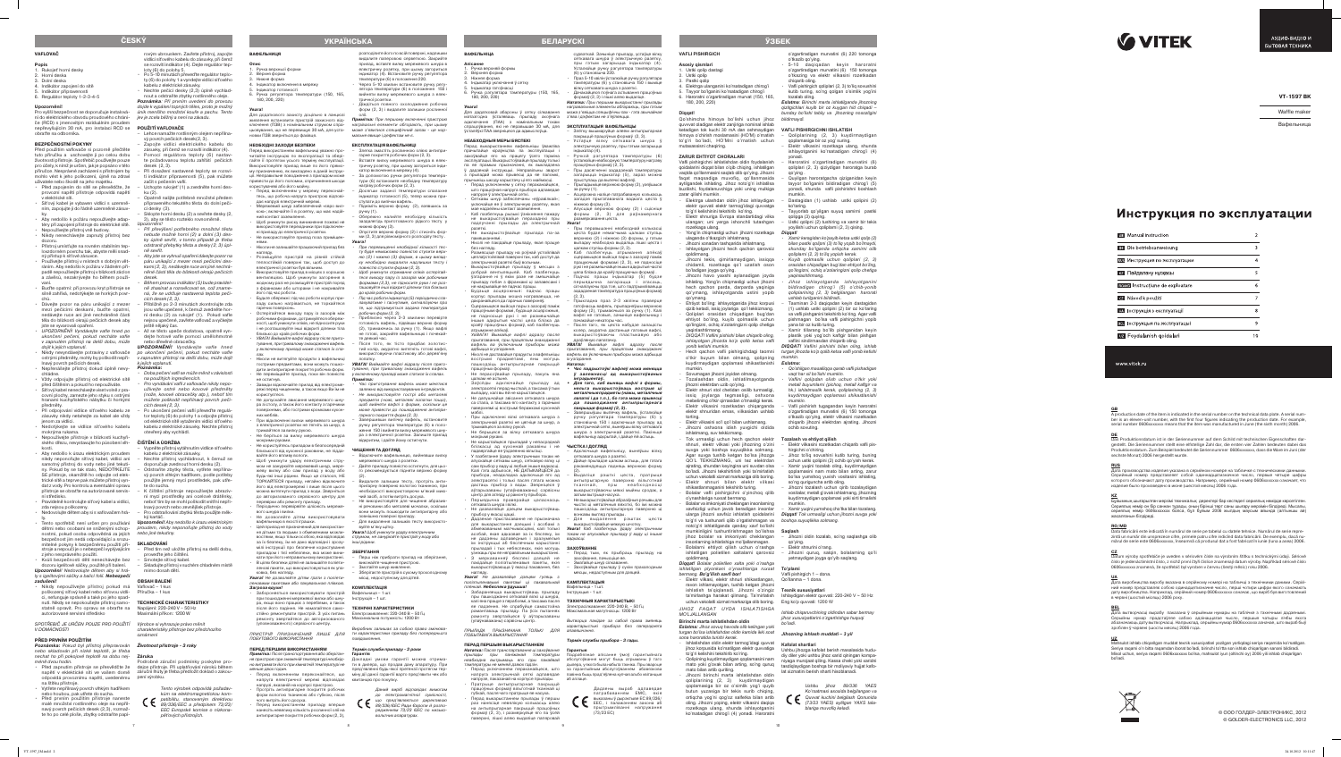ČESKÝ

УКРАЇНСЬКА

БЕЛАРУСКІ

ЎЗБЕК

VITEK

АУДИО-ВИДЕО И БЫТОВАЯ ТЕХНИКА

VT-1597 BK

Waffle maker

Вафельница

# Инструкция по эксплуатации

GB Manual instruction

DE Die betriebsanleitung

RUS Инструкция по эксплуатации

KZ Пайдалану нұсқаулығы

ROM/MD Instrucțiune de exploatare

CZ Návod k použití

UA Інструкція з експлуатації

BEL Інструкцыя па эксплуатацыі

UZ Foydalanish qoidalari

www.vitek.ru

© ООО ГОЛДЕР-ЭЛЕКТРОНИКС, 2012
© GOLDER-ELECTRONICS LLC, 2012